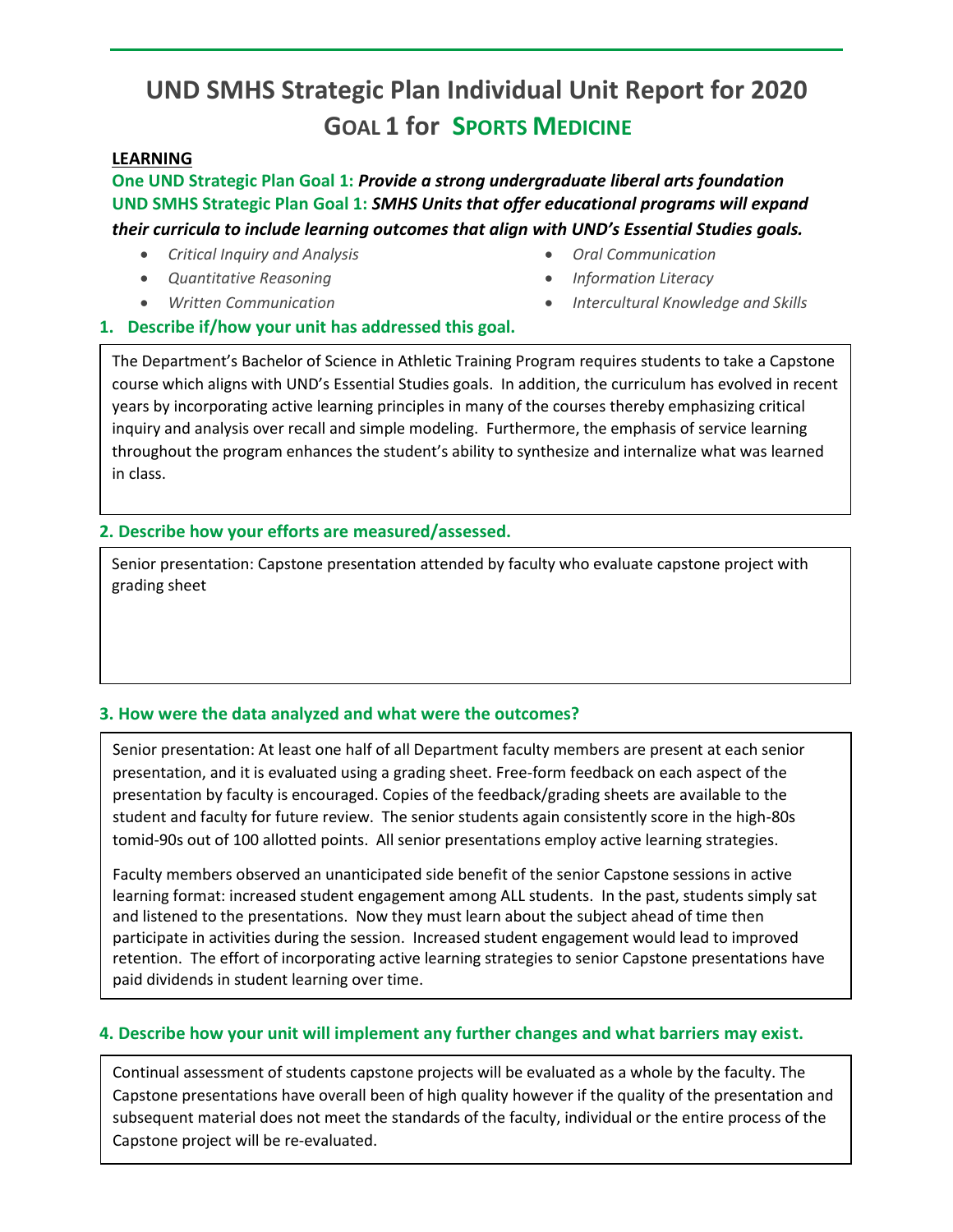# UND SMHS Strategic Plan Individual Unit Report for 2020

## GOAL 1 for SPORTS MEDICINE

**LEARNING**

**One UND Strategic Plan Goal 1:** ***Provide a strong undergraduate liberal arts foundation***
**UND SMHS Strategic Plan Goal 1:** ***SMHS Units that offer educational programs will expand their curricula to include learning outcomes that align with UND's Essential Studies goals.***

- *Critical Inquiry and Analysis*
- *Quantitative Reasoning*
- *Written Communication*
- *Oral Communication*
- *Information Literacy*
- *Intercultural Knowledge and Skills*

### 1. Describe if/how your unit has addressed this goal.

The Department's Bachelor of Science in Athletic Training Program requires students to take a Capstone course which aligns with UND's Essential Studies goals. In addition, the curriculum has evolved in recent years by incorporating active learning principles in many of the courses thereby emphasizing critical inquiry and analysis over recall and simple modeling. Furthermore, the emphasis of service learning throughout the program enhances the student's ability to synthesize and internalize what was learned in class.

### 2. Describe how your efforts are measured/assessed.

Senior presentation: Capstone presentation attended by faculty who evaluate capstone project with grading sheet

### 3. How were the data analyzed and what were the outcomes?

Senior presentation: At least one half of all Department faculty members are present at each senior presentation, and it is evaluated using a grading sheet. Free-form feedback on each aspect of the presentation by faculty is encouraged. Copies of the feedback/grading sheets are available to the student and faculty for future review. The senior students again consistently score in the high-80s tomid-90s out of 100 allotted points. All senior presentations employ active learning strategies.

Faculty members observed an unanticipated side benefit of the senior Capstone sessions in active learning format: increased student engagement among ALL students. In the past, students simply sat and listened to the presentations. Now they must learn about the subject ahead of time then participate in activities during the session. Increased student engagement would lead to improved retention. The effort of incorporating active learning strategies to senior Capstone presentations have paid dividends in student learning over time.

### 4. Describe how your unit will implement any further changes and what barriers may exist.

Continual assessment of students capstone projects will be evaluated as a whole by the faculty. The Capstone presentations have overall been of high quality however if the quality of the presentation and subsequent material does not meet the standards of the faculty, individual or the entire process of the Capstone project will be re-evaluated.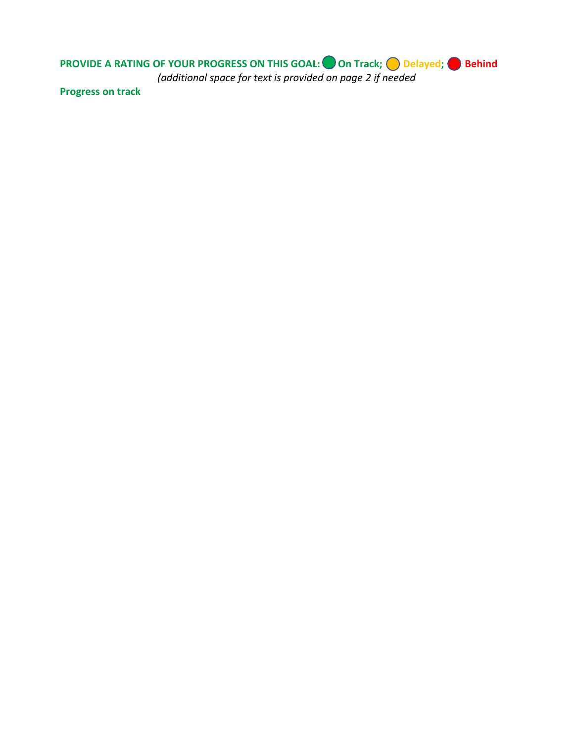**PROVIDE A RATING OF YOUR PROGRESS ON THIS GOAL: On Track; Delayed; Behind**

*(additional space for text is provided on page 2 if needed*

**Progress on track**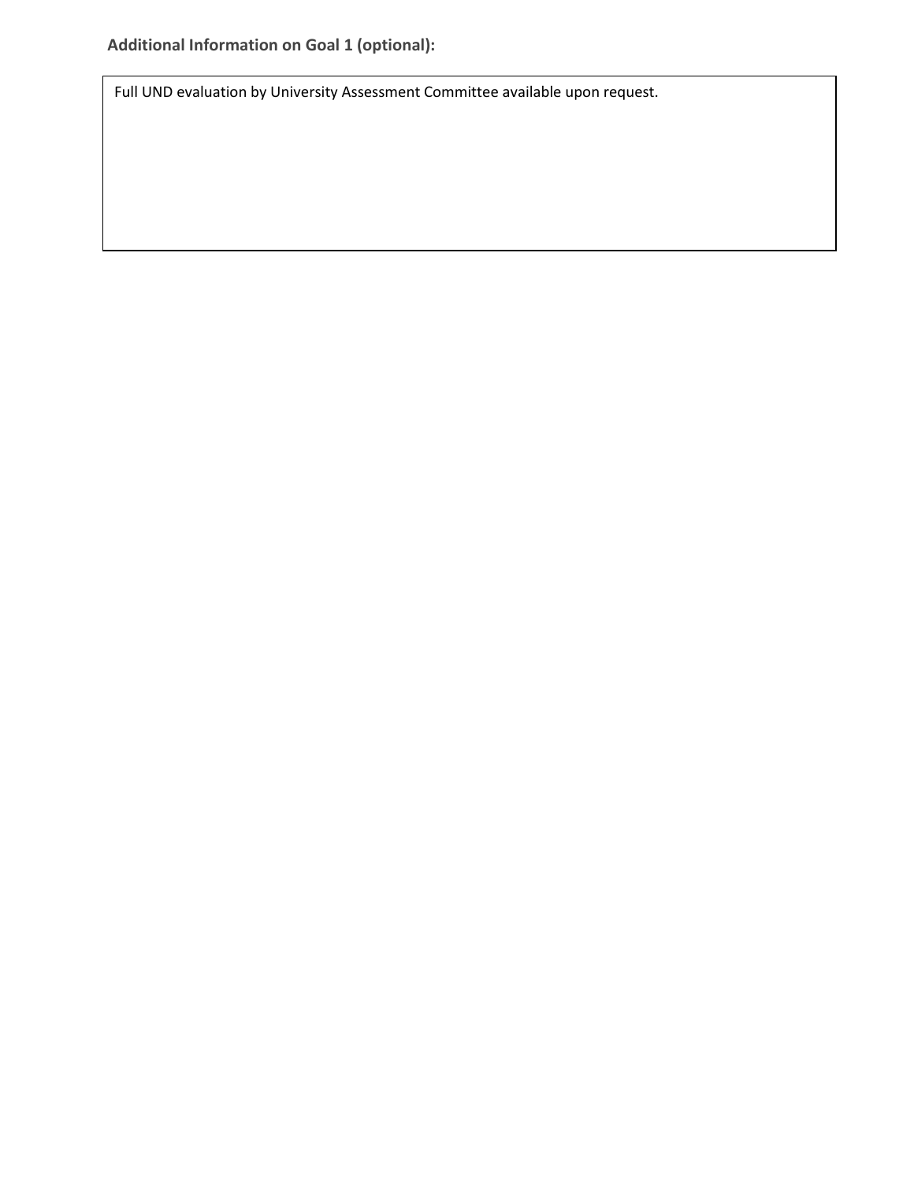**Additional Information on Goal 1 (optional):**

Full UND evaluation by University Assessment Committee available upon request.